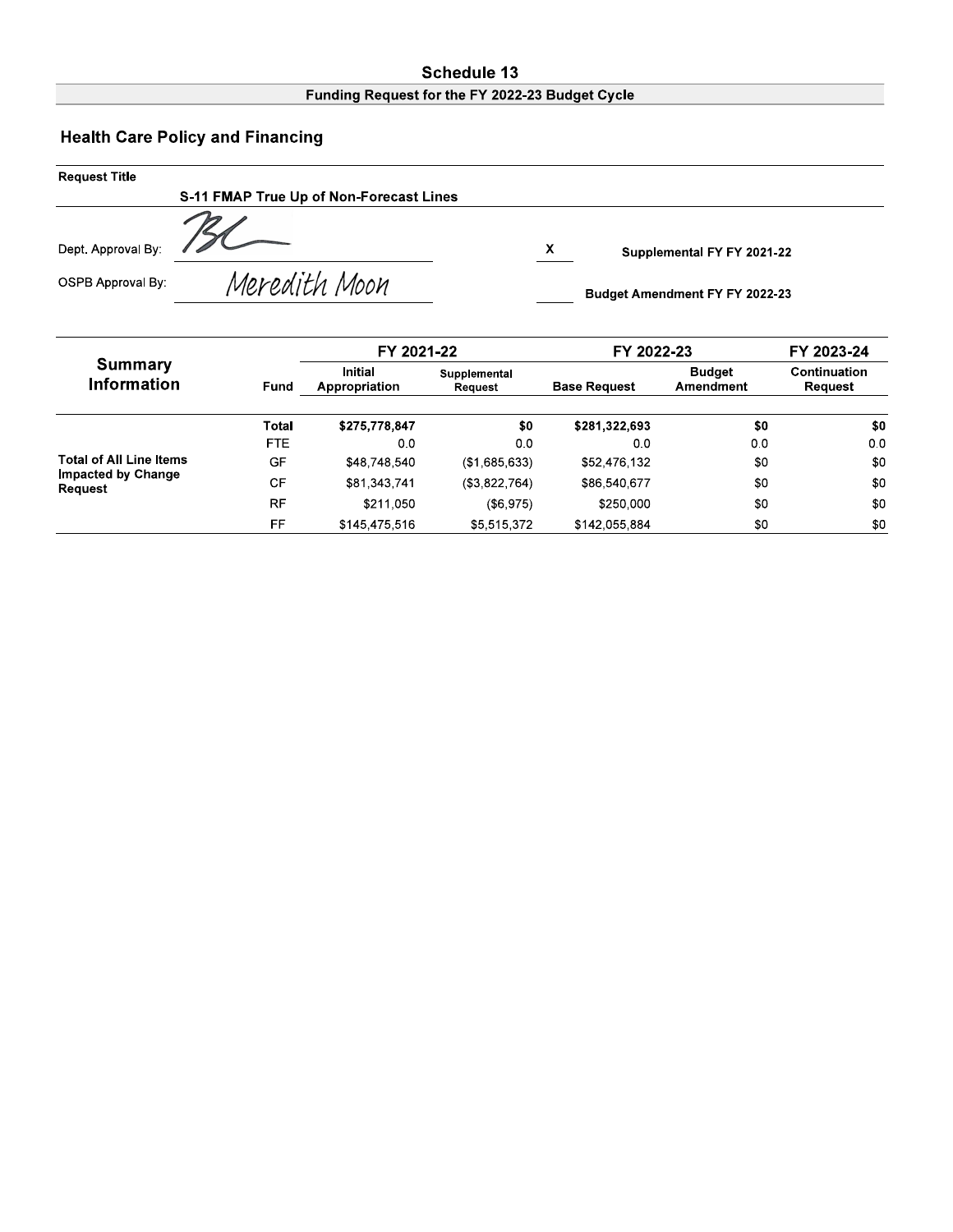# Schedule 13

## Funding Request for the FY 2022-23 Budget Cycle

## Health Care Policy and Financing

**Request Title**

**S-11 FMAP True Up of Non-Forecast Lines**

Dept. Approval By: BL

OSPB Approval By: Meredith Moon

X Supplemental FY FY 2021-22

Budget Amendment FY FY 2022-23

| Summary Information | Fund | FY 2021-22 | | FY 2022-23 | | FY 2023-24 |
|---|---|---|---|---|---|---|
| | | Initial Appropriation | Supplemental Request | Base Request | Budget Amendment | Continuation Request |
| Total of All Line Items Impacted by Change Request | **Total** | **$275,778,847** | **$0** | **$281,322,693** | **$0** | **$0** |
| | FTE | 0.0 | 0.0 | 0.0 | 0.0 | 0.0 |
| | GF | $48,748,540 | ($1,685,633) | $52,476,132 | $0 | $0 |
| | CF | $81,343,741 | ($3,822,764) | $86,540,677 | $0 | $0 |
| | RF | $211,050 | ($6,975) | $250,000 | $0 | $0 |
| | FF | $145,475,516 | $5,515,372 | $142,055,884 | $0 | $0 |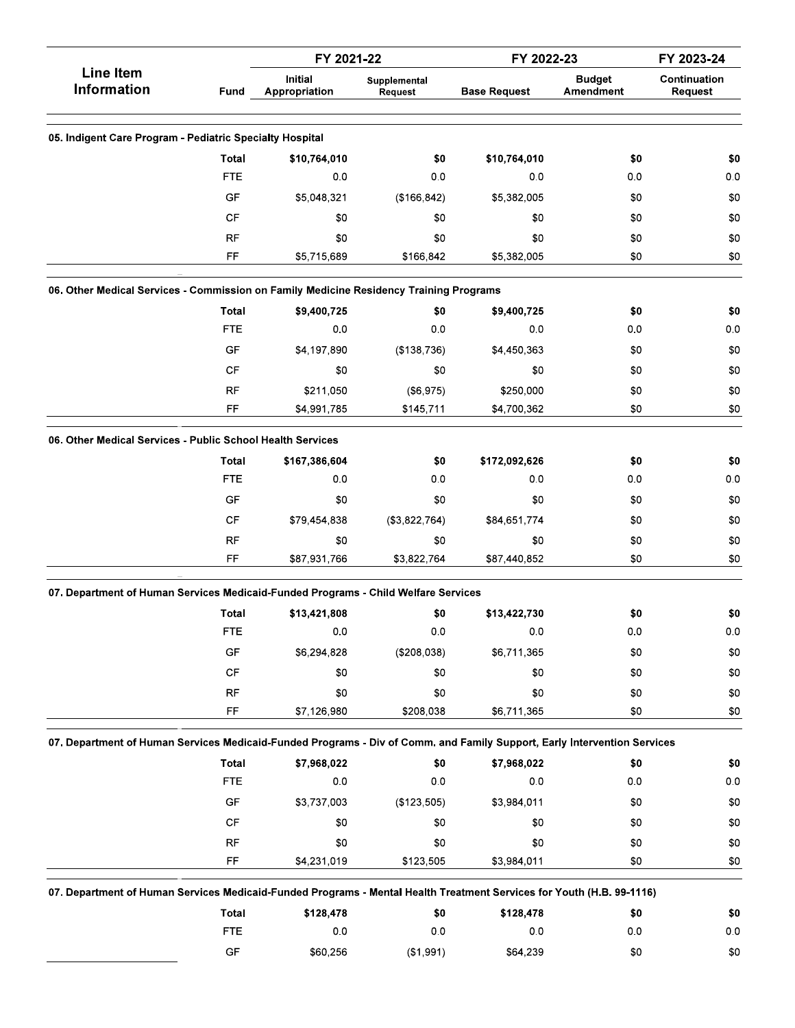| Line Item Information | Fund | FY 2021-22 | | FY 2022-23 | | FY 2023-24 |
|---|---|---|---|---|---|---|
| | | Initial Appropriation | Supplemental Request | Base Request | Budget Amendment | Continuation Request |
| **05. Indigent Care Program - Pediatric Specialty Hospital** | | | | | | |
| | Total | $10,764,010 | $0 | $10,764,010 | $0 | $0 |
| | FTE | 0.0 | 0.0 | 0.0 | 0.0 | 0.0 |
| | GF | $5,048,321 | ($166,842) | $5,382,005 | $0 | $0 |
| | CF | $0 | $0 | $0 | $0 | $0 |
| | RF | $0 | $0 | $0 | $0 | $0 |
| | FF | $5,715,689 | $166,842 | $5,382,005 | $0 | $0 |
| **06. Other Medical Services - Commission on Family Medicine Residency Training Programs** | | | | | | |
| | Total | $9,400,725 | $0 | $9,400,725 | $0 | $0 |
| | FTE | 0.0 | 0.0 | 0.0 | 0.0 | 0.0 |
| | GF | $4,197,890 | ($138,736) | $4,450,363 | $0 | $0 |
| | CF | $0 | $0 | $0 | $0 | $0 |
| | RF | $211,050 | ($6,975) | $250,000 | $0 | $0 |
| | FF | $4,991,785 | $145,711 | $4,700,362 | $0 | $0 |
| **06. Other Medical Services - Public School Health Services** | | | | | | |
| | Total | $167,386,604 | $0 | $172,092,626 | $0 | $0 |
| | FTE | 0.0 | 0.0 | 0.0 | 0.0 | 0.0 |
| | GF | $0 | $0 | $0 | $0 | $0 |
| | CF | $79,454,838 | ($3,822,764) | $84,651,774 | $0 | $0 |
| | RF | $0 | $0 | $0 | $0 | $0 |
| | FF | $87,931,766 | $3,822,764 | $87,440,852 | $0 | $0 |
| **07. Department of Human Services Medicaid-Funded Programs - Child Welfare Services** | | | | | | |
| | Total | $13,421,808 | $0 | $13,422,730 | $0 | $0 |
| | FTE | 0.0 | 0.0 | 0.0 | 0.0 | 0.0 |
| | GF | $6,294,828 | ($208,038) | $6,711,365 | $0 | $0 |
| | CF | $0 | $0 | $0 | $0 | $0 |
| | RF | $0 | $0 | $0 | $0 | $0 |
| | FF | $7,126,980 | $208,038 | $6,711,365 | $0 | $0 |
| **07. Department of Human Services Medicaid-Funded Programs - Div of Comm. and Family Support, Early Intervention Services** | | | | | | |
| | Total | $7,968,022 | $0 | $7,968,022 | $0 | $0 |
| | FTE | 0.0 | 0.0 | 0.0 | 0.0 | 0.0 |
| | GF | $3,737,003 | ($123,505) | $3,984,011 | $0 | $0 |
| | CF | $0 | $0 | $0 | $0 | $0 |
| | RF | $0 | $0 | $0 | $0 | $0 |
| | FF | $4,231,019 | $123,505 | $3,984,011 | $0 | $0 |
| **07. Department of Human Services Medicaid-Funded Programs - Mental Health Treatment Services for Youth (H.B. 99-1116)** | | | | | | |
| | Total | $128,478 | $0 | $128,478 | $0 | $0 |
| | FTE | 0.0 | 0.0 | 0.0 | 0.0 | 0.0 |
| | GF | $60,256 | ($1,991) | $64,239 | $0 | $0 |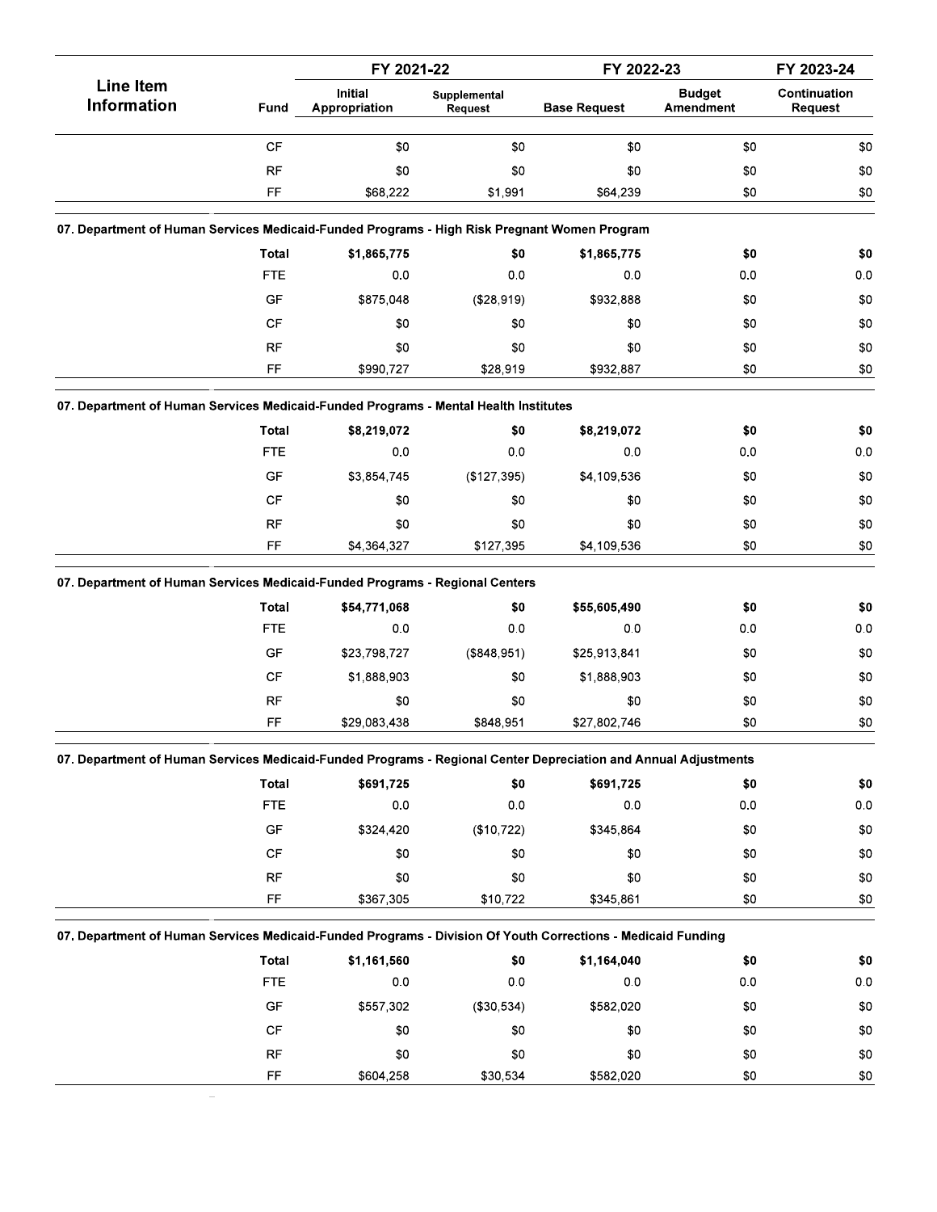| Line Item Information | Fund | FY 2021-22 Initial Appropriation | FY 2021-22 Supplemental Request | FY 2022-23 Base Request | FY 2022-23 Budget Amendment | FY 2023-24 Continuation Request |
|---|---|---|---|---|---|---|
| | CF | $0 | $0 | $0 | $0 | $0 |
| | RF | $0 | $0 | $0 | $0 | $0 |
| | FF | $68,222 | $1,991 | $64,239 | $0 | $0 |
| **07. Department of Human Services Medicaid-Funded Programs - High Risk Pregnant Women Program** | | | | | | |
| | **Total** | **$1,865,775** | **$0** | **$1,865,775** | **$0** | **$0** |
| | FTE | 0.0 | 0.0 | 0.0 | 0.0 | 0.0 |
| | GF | $875,048 | ($28,919) | $932,888 | $0 | $0 |
| | CF | $0 | $0 | $0 | $0 | $0 |
| | RF | $0 | $0 | $0 | $0 | $0 |
| | FF | $990,727 | $28,919 | $932,887 | $0 | $0 |
| **07. Department of Human Services Medicaid-Funded Programs - Mental Health Institutes** | | | | | | |
| | **Total** | **$8,219,072** | **$0** | **$8,219,072** | **$0** | **$0** |
| | FTE | 0.0 | 0.0 | 0.0 | 0.0 | 0.0 |
| | GF | $3,854,745 | ($127,395) | $4,109,536 | $0 | $0 |
| | CF | $0 | $0 | $0 | $0 | $0 |
| | RF | $0 | $0 | $0 | $0 | $0 |
| | FF | $4,364,327 | $127,395 | $4,109,536 | $0 | $0 |
| **07. Department of Human Services Medicaid-Funded Programs - Regional Centers** | | | | | | |
| | **Total** | **$54,771,068** | **$0** | **$55,605,490** | **$0** | **$0** |
| | FTE | 0.0 | 0.0 | 0.0 | 0.0 | 0.0 |
| | GF | $23,798,727 | ($848,951) | $25,913,841 | $0 | $0 |
| | CF | $1,888,903 | $0 | $1,888,903 | $0 | $0 |
| | RF | $0 | $0 | $0 | $0 | $0 |
| | FF | $29,083,438 | $848,951 | $27,802,746 | $0 | $0 |
| **07. Department of Human Services Medicaid-Funded Programs - Regional Center Depreciation and Annual Adjustments** | | | | | | |
| | **Total** | **$691,725** | **$0** | **$691,725** | **$0** | **$0** |
| | FTE | 0.0 | 0.0 | 0.0 | 0.0 | 0.0 |
| | GF | $324,420 | ($10,722) | $345,864 | $0 | $0 |
| | CF | $0 | $0 | $0 | $0 | $0 |
| | RF | $0 | $0 | $0 | $0 | $0 |
| | FF | $367,305 | $10,722 | $345,861 | $0 | $0 |
| **07. Department of Human Services Medicaid-Funded Programs - Division Of Youth Corrections - Medicaid Funding** | | | | | | |
| | **Total** | **$1,161,560** | **$0** | **$1,164,040** | **$0** | **$0** |
| | FTE | 0.0 | 0.0 | 0.0 | 0.0 | 0.0 |
| | GF | $557,302 | ($30,534) | $582,020 | $0 | $0 |
| | CF | $0 | $0 | $0 | $0 | $0 |
| | RF | $0 | $0 | $0 | $0 | $0 |
| | FF | $604,258 | $30,534 | $582,020 | $0 | $0 |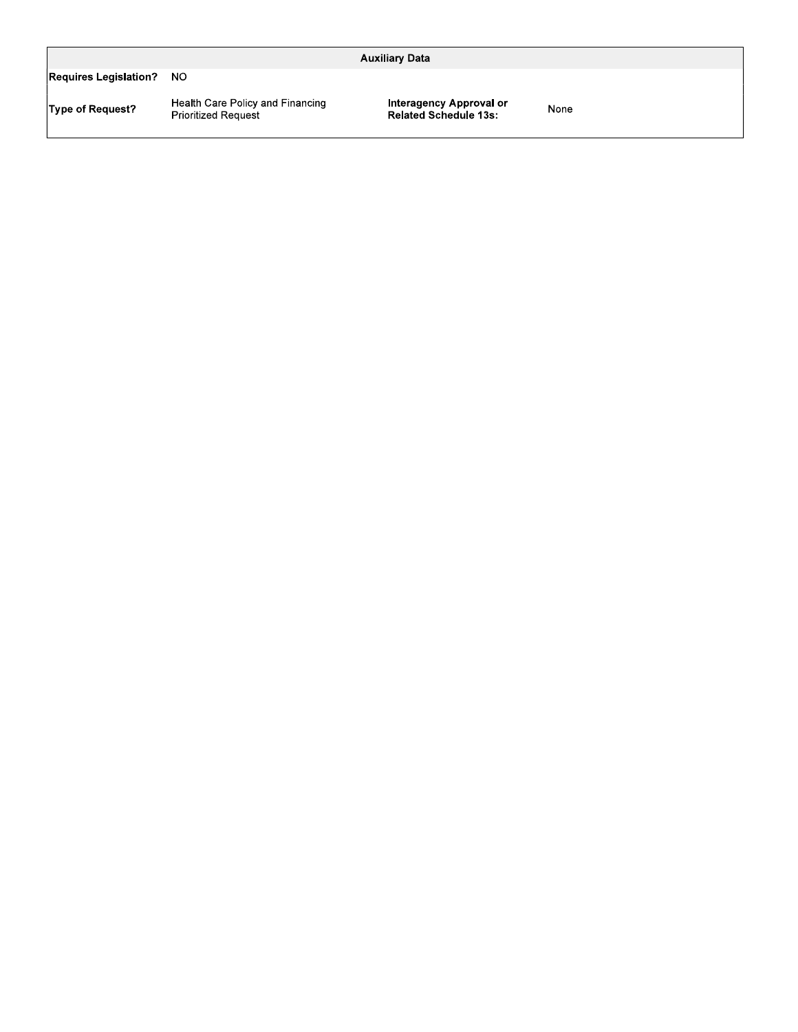| Auxiliary Data | | | |
|---|---|---|---|
| **Requires Legislation?** | NO | | |
| **Type of Request?** | Health Care Policy and Financing Prioritized Request | **Interagency Approval or Related Schedule 13s:** | None |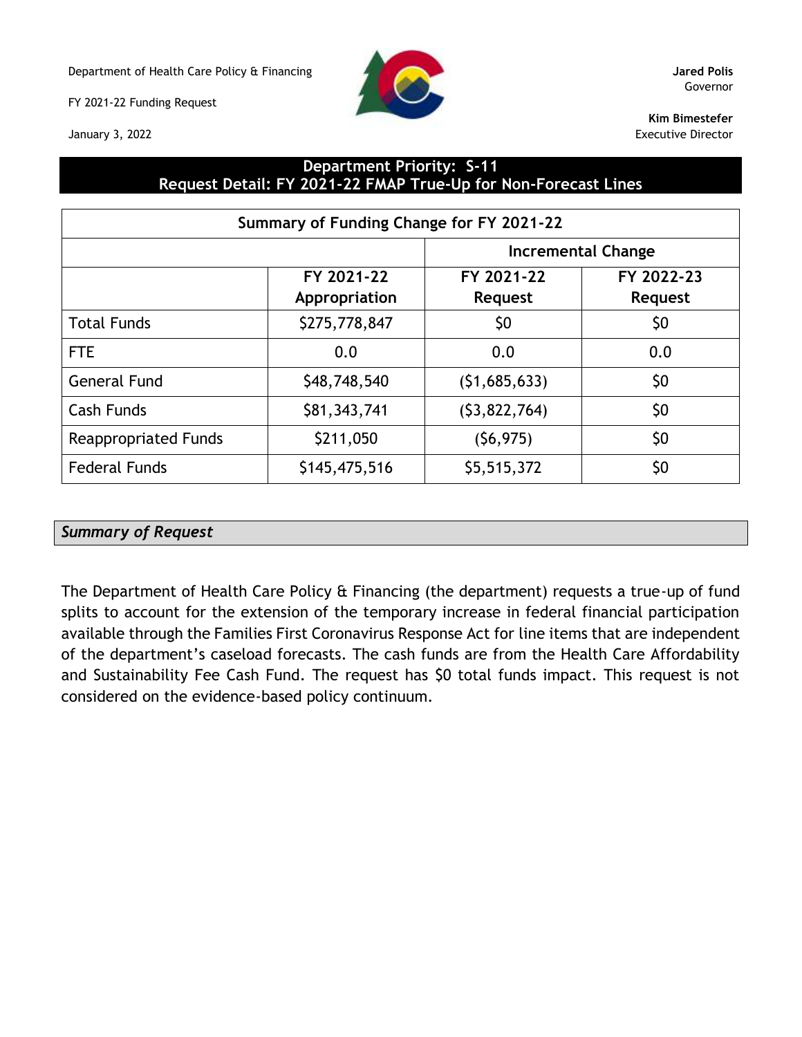Department of Health Care Policy & Financing

FY 2021-22 Funding Request

January 3, 2022

**Jared Polis**
Governor

**Kim Bimestefer**
Executive Director

## Department Priority: S-11
## Request Detail: FY 2021-22 FMAP True-Up for Non-Forecast Lines

| Summary of Funding Change for FY 2021-22 | | | |
|---|---|---|---|
| | | Incremental Change | |
| | FY 2021-22 Appropriation | FY 2021-22 Request | FY 2022-23 Request |
| Total Funds | $275,778,847 | $0 | $0 |
| FTE | 0.0 | 0.0 | 0.0 |
| General Fund | $48,748,540 | ($1,685,633) | $0 |
| Cash Funds | $81,343,741 | ($3,822,764) | $0 |
| Reappropriated Funds | $211,050 | ($6,975) | $0 |
| Federal Funds | $145,475,516 | $5,515,372 | $0 |

### *Summary of Request*

The Department of Health Care Policy & Financing (the department) requests a true-up of fund splits to account for the extension of the temporary increase in federal financial participation available through the Families First Coronavirus Response Act for line items that are independent of the department's caseload forecasts. The cash funds are from the Health Care Affordability and Sustainability Fee Cash Fund. The request has $0 total funds impact. This request is not considered on the evidence-based policy continuum.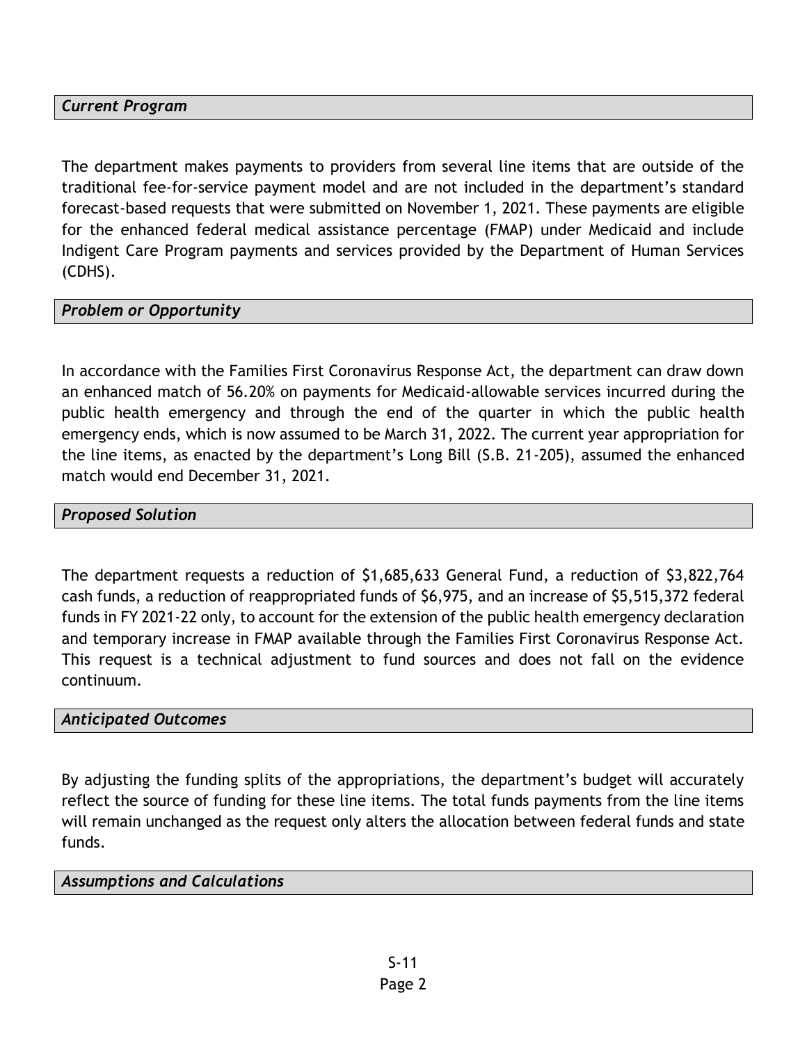### *Current Program*

The department makes payments to providers from several line items that are outside of the traditional fee-for-service payment model and are not included in the department's standard forecast-based requests that were submitted on November 1, 2021. These payments are eligible for the enhanced federal medical assistance percentage (FMAP) under Medicaid and include Indigent Care Program payments and services provided by the Department of Human Services (CDHS).

### *Problem or Opportunity*

In accordance with the Families First Coronavirus Response Act, the department can draw down an enhanced match of 56.20% on payments for Medicaid-allowable services incurred during the public health emergency and through the end of the quarter in which the public health emergency ends, which is now assumed to be March 31, 2022. The current year appropriation for the line items, as enacted by the department's Long Bill (S.B. 21-205), assumed the enhanced match would end December 31, 2021.

### *Proposed Solution*

The department requests a reduction of $1,685,633 General Fund, a reduction of $3,822,764 cash funds, a reduction of reappropriated funds of $6,975, and an increase of $5,515,372 federal funds in FY 2021-22 only, to account for the extension of the public health emergency declaration and temporary increase in FMAP available through the Families First Coronavirus Response Act. This request is a technical adjustment to fund sources and does not fall on the evidence continuum.

### *Anticipated Outcomes*

By adjusting the funding splits of the appropriations, the department's budget will accurately reflect the source of funding for these line items. The total funds payments from the line items will remain unchanged as the request only alters the allocation between federal funds and state funds.

### *Assumptions and Calculations*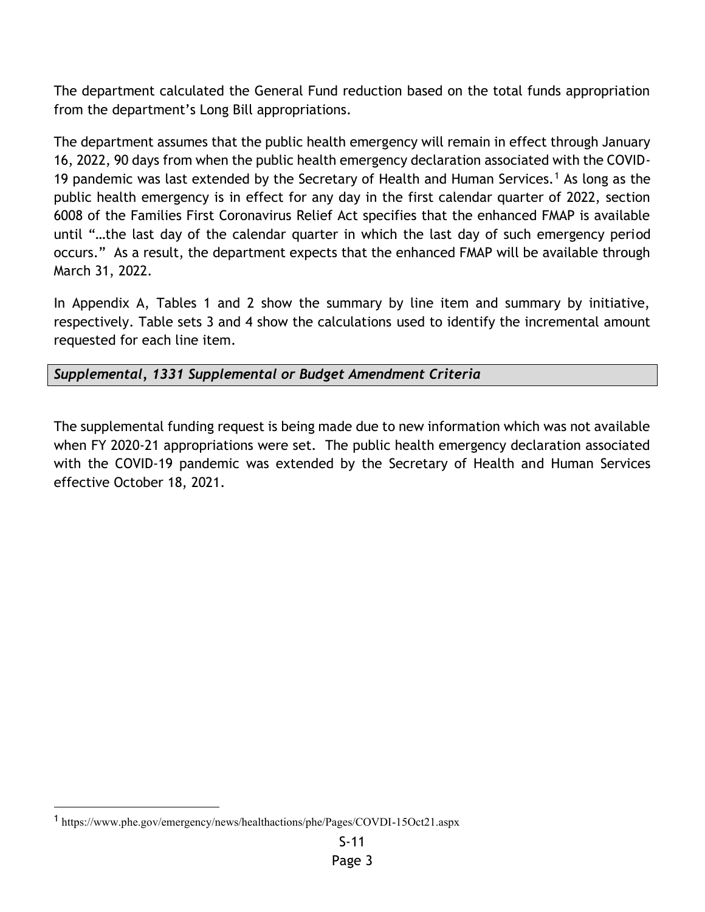The department calculated the General Fund reduction based on the total funds appropriation from the department's Long Bill appropriations.

The department assumes that the public health emergency will remain in effect through January 16, 2022, 90 days from when the public health emergency declaration associated with the COVID-19 pandemic was last extended by the Secretary of Health and Human Services.[1] As long as the public health emergency is in effect for any day in the first calendar quarter of 2022, section 6008 of the Families First Coronavirus Relief Act specifies that the enhanced FMAP is available until "…the last day of the calendar quarter in which the last day of such emergency period occurs." As a result, the department expects that the enhanced FMAP will be available through March 31, 2022.

In Appendix A, Tables 1 and 2 show the summary by line item and summary by initiative, respectively. Table sets 3 and 4 show the calculations used to identify the incremental amount requested for each line item.

***Supplemental, 1331 Supplemental or Budget Amendment Criteria***

The supplemental funding request is being made due to new information which was not available when FY 2020-21 appropriations were set. The public health emergency declaration associated with the COVID-19 pandemic was extended by the Secretary of Health and Human Services effective October 18, 2021.

[1] https://www.phe.gov/emergency/news/healthactions/phe/Pages/COVDI-15Oct21.aspx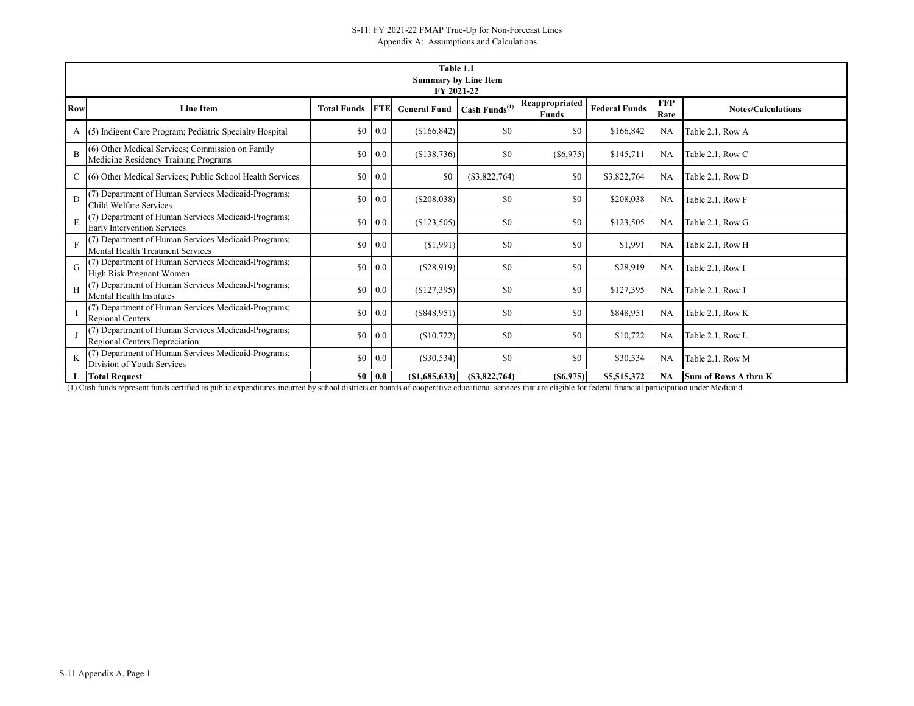S-11: FY 2021-22 FMAP True-Up for Non-Forecast Lines
Appendix A: Assumptions and Calculations

| Table 1.1<br>Summary by Line Item<br>FY 2021-22 | | | | | | | | | |
|---|---|---|---|---|---|---|---|---|---|
| Row | Line Item | Total Funds | FTE | General Fund | Cash Funds[1] | Reappropriated Funds | Federal Funds | FFP Rate | Notes/Calculations |
| A | (5) Indigent Care Program; Pediatric Specialty Hospital | $0 | 0.0 | ($166,842) | $0 | $0 | $166,842 | NA | Table 2.1, Row A |
| B | (6) Other Medical Services; Commission on Family Medicine Residency Training Programs | $0 | 0.0 | ($138,736) | $0 | ($6,975) | $145,711 | NA | Table 2.1, Row C |
| C | (6) Other Medical Services; Public School Health Services | $0 | 0.0 | $0 | ($3,822,764) | $0 | $3,822,764 | NA | Table 2.1, Row D |
| D | (7) Department of Human Services Medicaid-Programs; Child Welfare Services | $0 | 0.0 | ($208,038) | $0 | $0 | $208,038 | NA | Table 2.1, Row F |
| E | (7) Department of Human Services Medicaid-Programs; Early Intervention Services | $0 | 0.0 | ($123,505) | $0 | $0 | $123,505 | NA | Table 2.1, Row G |
| F | (7) Department of Human Services Medicaid-Programs; Mental Health Treatment Services | $0 | 0.0 | ($1,991) | $0 | $0 | $1,991 | NA | Table 2.1, Row H |
| G | (7) Department of Human Services Medicaid-Programs; High Risk Pregnant Women | $0 | 0.0 | ($28,919) | $0 | $0 | $28,919 | NA | Table 2.1, Row I |
| H | (7) Department of Human Services Medicaid-Programs; Mental Health Institutes | $0 | 0.0 | ($127,395) | $0 | $0 | $127,395 | NA | Table 2.1, Row J |
| I | (7) Department of Human Services Medicaid-Programs; Regional Centers | $0 | 0.0 | ($848,951) | $0 | $0 | $848,951 | NA | Table 2.1, Row K |
| J | (7) Department of Human Services Medicaid-Programs; Regional Centers Depreciation | $0 | 0.0 | ($10,722) | $0 | $0 | $10,722 | NA | Table 2.1, Row L |
| K | (7) Department of Human Services Medicaid-Programs; Division of Youth Services | $0 | 0.0 | ($30,534) | $0 | $0 | $30,534 | NA | Table 2.1, Row M |
| **L** | **Total Request** | **$0** | **0.0** | **($1,685,633)** | **($3,822,764)** | **($6,975)** | **$5,515,372** | **NA** | **Sum of Rows A thru K** |

(1) Cash funds represent funds certified as public expenditures incurred by school districts or boards of cooperative educational services that are eligible for federal financial participation under Medicaid.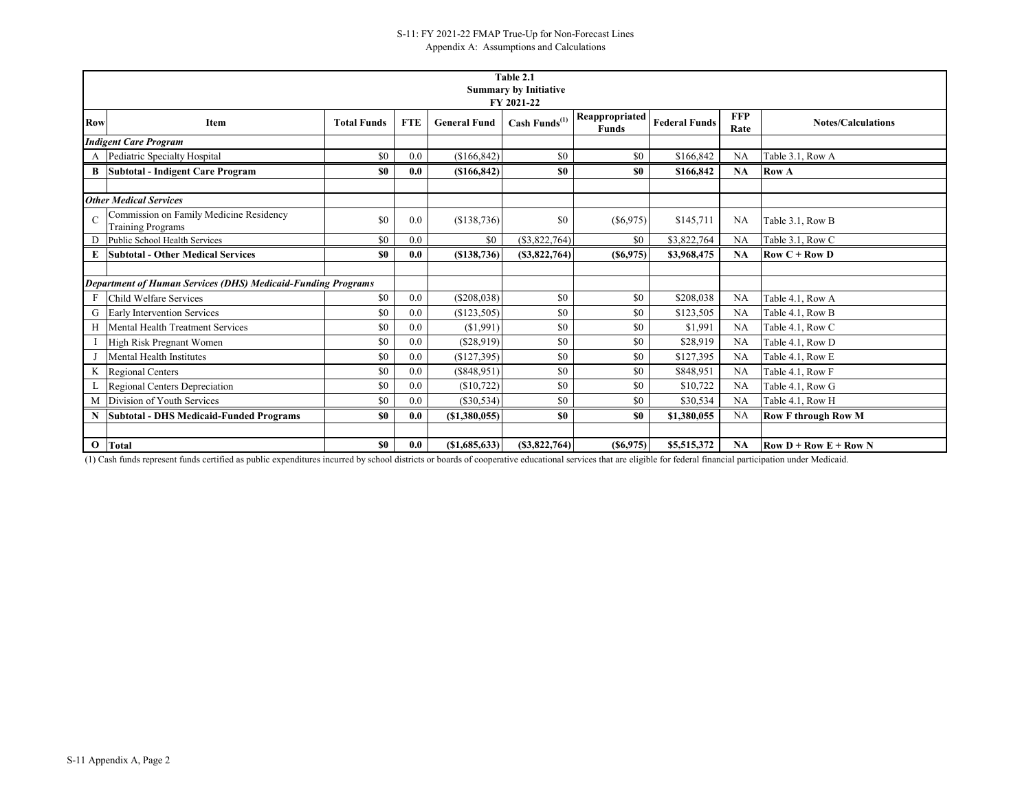S-11: FY 2021-22 FMAP True-Up for Non-Forecast Lines
Appendix A: Assumptions and Calculations

**Table 2.1**
**Summary by Initiative**
**FY 2021-22**

| Row | Item | Total Funds | FTE | General Fund | Cash Funds[1] | Reappropriated Funds | Federal Funds | FFP Rate | Notes/Calculations |
|---|---|---|---|---|---|---|---|---|---|
| | ***Indigent Care Program*** | | | | | | | | |
| A | Pediatric Specialty Hospital | $0 | 0.0 | ($166,842) | $0 | $0 | $166,842 | NA | Table 3.1, Row A |
| **B** | **Subtotal - Indigent Care Program** | **$0** | **0.0** | **($166,842)** | **$0** | **$0** | **$166,842** | **NA** | **Row A** |
| | | | | | | | | | |
| | ***Other Medical Services*** | | | | | | | | |
| C | Commission on Family Medicine Residency Training Programs | $0 | 0.0 | ($138,736) | $0 | ($6,975) | $145,711 | NA | Table 3.1, Row B |
| D | Public School Health Services | $0 | 0.0 | $0 | ($3,822,764) | $0 | $3,822,764 | NA | Table 3.1, Row C |
| **E** | **Subtotal - Other Medical Services** | **$0** | **0.0** | **($138,736)** | **($3,822,764)** | **($6,975)** | **$3,968,475** | **NA** | **Row C + Row D** |
| | | | | | | | | | |
| | ***Department of Human Services (DHS) Medicaid-Funding Programs*** | | | | | | | | |
| F | Child Welfare Services | $0 | 0.0 | ($208,038) | $0 | $0 | $208,038 | NA | Table 4.1, Row A |
| G | Early Intervention Services | $0 | 0.0 | ($123,505) | $0 | $0 | $123,505 | NA | Table 4.1, Row B |
| H | Mental Health Treatment Services | $0 | 0.0 | ($1,991) | $0 | $0 | $1,991 | NA | Table 4.1, Row C |
| I | High Risk Pregnant Women | $0 | 0.0 | ($28,919) | $0 | $0 | $28,919 | NA | Table 4.1, Row D |
| J | Mental Health Institutes | $0 | 0.0 | ($127,395) | $0 | $0 | $127,395 | NA | Table 4.1, Row E |
| K | Regional Centers | $0 | 0.0 | ($848,951) | $0 | $0 | $848,951 | NA | Table 4.1, Row F |
| L | Regional Centers Depreciation | $0 | 0.0 | ($10,722) | $0 | $0 | $10,722 | NA | Table 4.1, Row G |
| M | Division of Youth Services | $0 | 0.0 | ($30,534) | $0 | $0 | $30,534 | NA | Table 4.1, Row H |
| **N** | **Subtotal - DHS Medicaid-Funded Programs** | **$0** | **0.0** | **($1,380,055)** | **$0** | **$0** | **$1,380,055** | NA | **Row F through Row M** |
| | | | | | | | | | |
| **O** | **Total** | **$0** | **0.0** | **($1,685,633)** | **($3,822,764)** | **($6,975)** | **$5,515,372** | **NA** | **Row D + Row E + Row N** |

(1) Cash funds represent funds certified as public expenditures incurred by school districts or boards of cooperative educational services that are eligible for federal financial participation under Medicaid.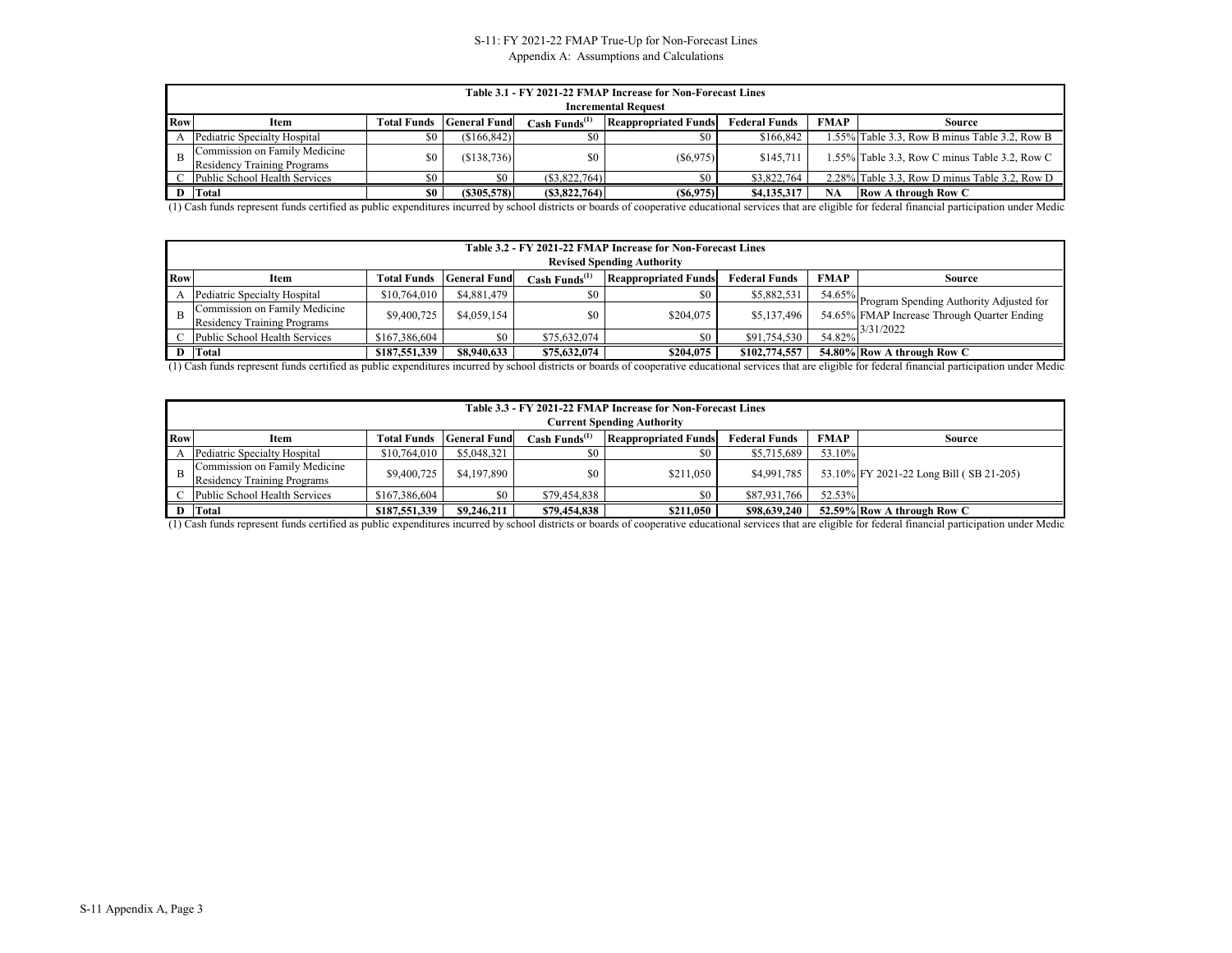S-11: FY 2021-22 FMAP True-Up for Non-Forecast Lines
Appendix A: Assumptions and Calculations

| Table 3.1 - FY 2021-22 FMAP Increase for Non-Forecast Lines<br>Incremental Request | | | | | | | | |
|---|---|---|---|---|---|---|---|---|
| Row | Item | Total Funds | General Fund | Cash Funds(1) | Reappropriated Funds | Federal Funds | FMAP | Source |
| A | Pediatric Specialty Hospital | $0 | ($166,842) | $0 | $0 | $166,842 | 1.55% | Table 3.3, Row B minus Table 3.2, Row B |
| B | Commission on Family Medicine Residency Training Programs | $0 | ($138,736) | $0 | ($6,975) | $145,711 | 1.55% | Table 3.3, Row C minus Table 3.2, Row C |
| C | Public School Health Services | $0 | $0 | ($3,822,764) | $0 | $3,822,764 | 2.28% | Table 3.3, Row D minus Table 3.2, Row D |
| D | **Total** | **$0** | **($305,578)** | **($3,822,764)** | **($6,975)** | **$4,135,317** | **NA** | **Row A through Row C** |

(1) Cash funds represent funds certified as public expenditures incurred by school districts or boards of cooperative educational services that are eligible for federal financial participation under Medic

| Table 3.2 - FY 2021-22 FMAP Increase for Non-Forecast Lines<br>Revised Spending Authority | | | | | | | | |
|---|---|---|---|---|---|---|---|---|
| Row | Item | Total Funds | General Fund | Cash Funds(1) | Reappropriated Funds | Federal Funds | FMAP | Source |
| A | Pediatric Specialty Hospital | $10,764,010 | $4,881,479 | $0 | $0 | $5,882,531 | 54.65% | Program Spending Authority Adjusted for FMAP Increase Through Quarter Ending 3/31/2022 |
| B | Commission on Family Medicine Residency Training Programs | $9,400,725 | $4,059,154 | $0 | $204,075 | $5,137,496 | 54.65% | |
| C | Public School Health Services | $167,386,604 | $0 | $75,632,074 | $0 | $91,754,530 | 54.82% | |
| D | **Total** | **$187,551,339** | **$8,940,633** | **$75,632,074** | **$204,075** | **$102,774,557** | **54.80%** | **Row A through Row C** |

(1) Cash funds represent funds certified as public expenditures incurred by school districts or boards of cooperative educational services that are eligible for federal financial participation under Medic

| Table 3.3 - FY 2021-22 FMAP Increase for Non-Forecast Lines<br>Current Spending Authority | | | | | | | | |
|---|---|---|---|---|---|---|---|---|
| Row | Item | Total Funds | General Fund | Cash Funds(1) | Reappropriated Funds | Federal Funds | FMAP | Source |
| A | Pediatric Specialty Hospital | $10,764,010 | $5,048,321 | $0 | $0 | $5,715,689 | 53.10% | FY 2021-22 Long Bill ( SB 21-205) |
| B | Commission on Family Medicine Residency Training Programs | $9,400,725 | $4,197,890 | $0 | $211,050 | $4,991,785 | 53.10% | |
| C | Public School Health Services | $167,386,604 | $0 | $79,454,838 | $0 | $87,931,766 | 52.53% | |
| D | **Total** | **$187,551,339** | **$9,246,211** | **$79,454,838** | **$211,050** | **$98,639,240** | **52.59%** | **Row A through Row C** |

(1) Cash funds represent funds certified as public expenditures incurred by school districts or boards of cooperative educational services that are eligible for federal financial participation under Medic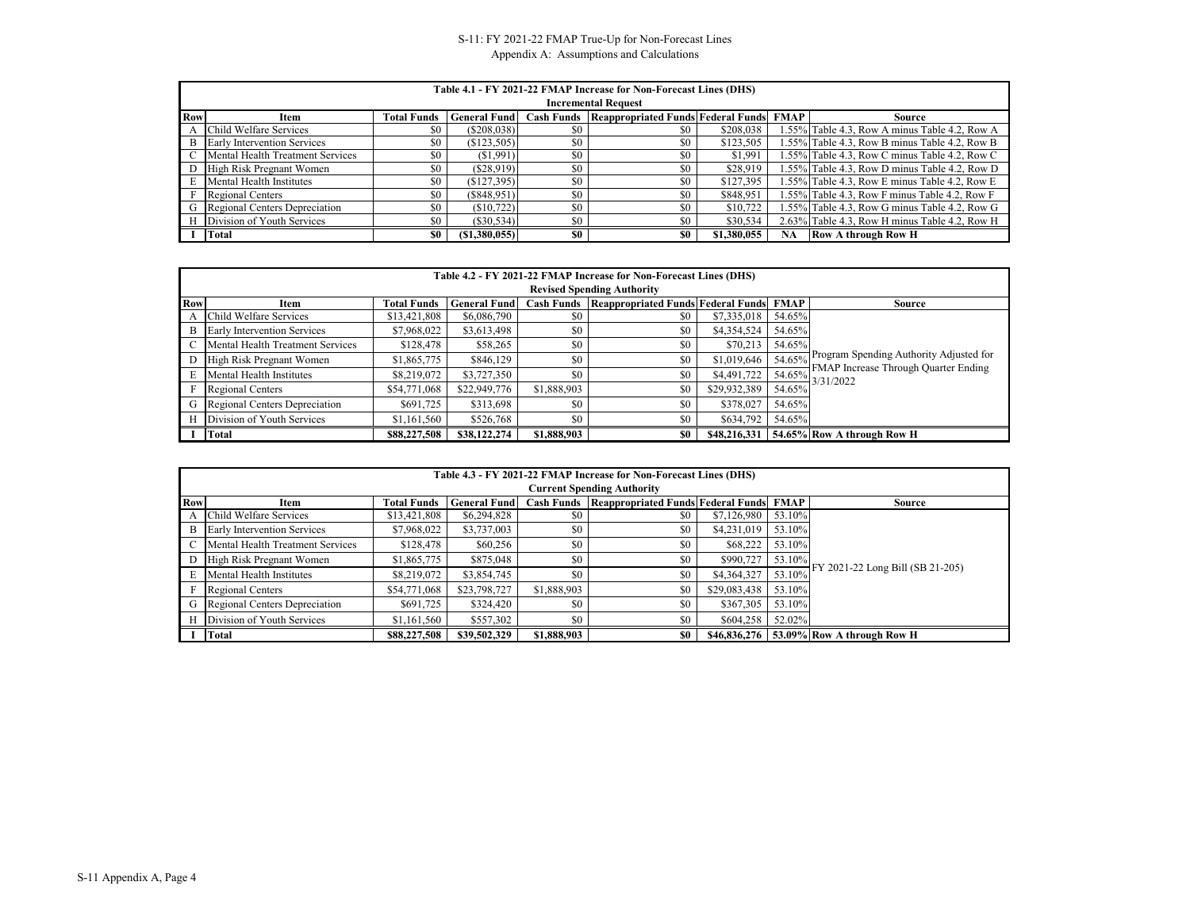S-11: FY 2021-22 FMAP True-Up for Non-Forecast Lines

Appendix A: Assumptions and Calculations

| Table 4.1 - FY 2021-22 FMAP Increase for Non-Forecast Lines (DHS) Incremental Request | | | | | | | | |
|---|---|---|---|---|---|---|---|---|
| Row | Item | Total Funds | General Fund | Cash Funds | Reappropriated Funds | Federal Funds | FMAP | Source |
| A | Child Welfare Services | $0 | ($208,038) | $0 | $0 | $208,038 | 1.55% | Table 4.3, Row A minus Table 4.2, Row A |
| B | Early Intervention Services | $0 | ($123,505) | $0 | $0 | $123,505 | 1.55% | Table 4.3, Row B minus Table 4.2, Row B |
| C | Mental Health Treatment Services | $0 | ($1,991) | $0 | $0 | $1,991 | 1.55% | Table 4.3, Row C minus Table 4.2, Row C |
| D | High Risk Pregnant Women | $0 | ($28,919) | $0 | $0 | $28,919 | 1.55% | Table 4.3, Row D minus Table 4.2, Row D |
| E | Mental Health Institutes | $0 | ($127,395) | $0 | $0 | $127,395 | 1.55% | Table 4.3, Row E minus Table 4.2, Row E |
| F | Regional Centers | $0 | ($848,951) | $0 | $0 | $848,951 | 1.55% | Table 4.3, Row F minus Table 4.2, Row F |
| G | Regional Centers Depreciation | $0 | ($10,722) | $0 | $0 | $10,722 | 1.55% | Table 4.3, Row G minus Table 4.2, Row G |
| H | Division of Youth Services | $0 | ($30,534) | $0 | $0 | $30,534 | 2.63% | Table 4.3, Row H minus Table 4.2, Row H |
| **I** | **Total** | **$0** | **($1,380,055)** | **$0** | **$0** | **$1,380,055** | **NA** | **Row A through Row H** |

| Table 4.2 - FY 2021-22 FMAP Increase for Non-Forecast Lines (DHS) Revised Spending Authority | | | | | | | | |
|---|---|---|---|---|---|---|---|---|
| Row | Item | Total Funds | General Fund | Cash Funds | Reappropriated Funds | Federal Funds | FMAP | Source |
| A | Child Welfare Services | $13,421,808 | $6,086,790 | $0 | $0 | $7,335,018 | 54.65% | Program Spending Authority Adjusted for FMAP Increase Through Quarter Ending 3/31/2022 |
| B | Early Intervention Services | $7,968,022 | $3,613,498 | $0 | $0 | $4,354,524 | 54.65% | |
| C | Mental Health Treatment Services | $128,478 | $58,265 | $0 | $0 | $70,213 | 54.65% | |
| D | High Risk Pregnant Women | $1,865,775 | $846,129 | $0 | $0 | $1,019,646 | 54.65% | |
| E | Mental Health Institutes | $8,219,072 | $3,727,350 | $0 | $0 | $4,491,722 | 54.65% | |
| F | Regional Centers | $54,771,068 | $22,949,776 | $1,888,903 | $0 | $29,932,389 | 54.65% | |
| G | Regional Centers Depreciation | $691,725 | $313,698 | $0 | $0 | $378,027 | 54.65% | |
| H | Division of Youth Services | $1,161,560 | $526,768 | $0 | $0 | $634,792 | 54.65% | |
| **I** | **Total** | **$88,227,508** | **$38,122,274** | **$1,888,903** | **$0** | **$48,216,331** | **54.65%** | **Row A through Row H** |

| Table 4.3 - FY 2021-22 FMAP Increase for Non-Forecast Lines (DHS) Current Spending Authority | | | | | | | | |
|---|---|---|---|---|---|---|---|---|
| Row | Item | Total Funds | General Fund | Cash Funds | Reappropriated Funds | Federal Funds | FMAP | Source |
| A | Child Welfare Services | $13,421,808 | $6,294,828 | $0 | $0 | $7,126,980 | 53.10% | FY 2021-22 Long Bill (SB 21-205) |
| B | Early Intervention Services | $7,968,022 | $3,737,003 | $0 | $0 | $4,231,019 | 53.10% | |
| C | Mental Health Treatment Services | $128,478 | $60,256 | $0 | $0 | $68,222 | 53.10% | |
| D | High Risk Pregnant Women | $1,865,775 | $875,048 | $0 | $0 | $990,727 | 53.10% | |
| E | Mental Health Institutes | $8,219,072 | $3,854,745 | $0 | $0 | $4,364,327 | 53.10% | |
| F | Regional Centers | $54,771,068 | $23,798,727 | $1,888,903 | $0 | $29,083,438 | 53.10% | |
| G | Regional Centers Depreciation | $691,725 | $324,420 | $0 | $0 | $367,305 | 53.10% | |
| H | Division of Youth Services | $1,161,560 | $557,302 | $0 | $0 | $604,258 | 52.02% | |
| **I** | **Total** | **$88,227,508** | **$39,502,329** | **$1,888,903** | **$0** | **$46,836,276** | **53.09%** | **Row A through Row H** |